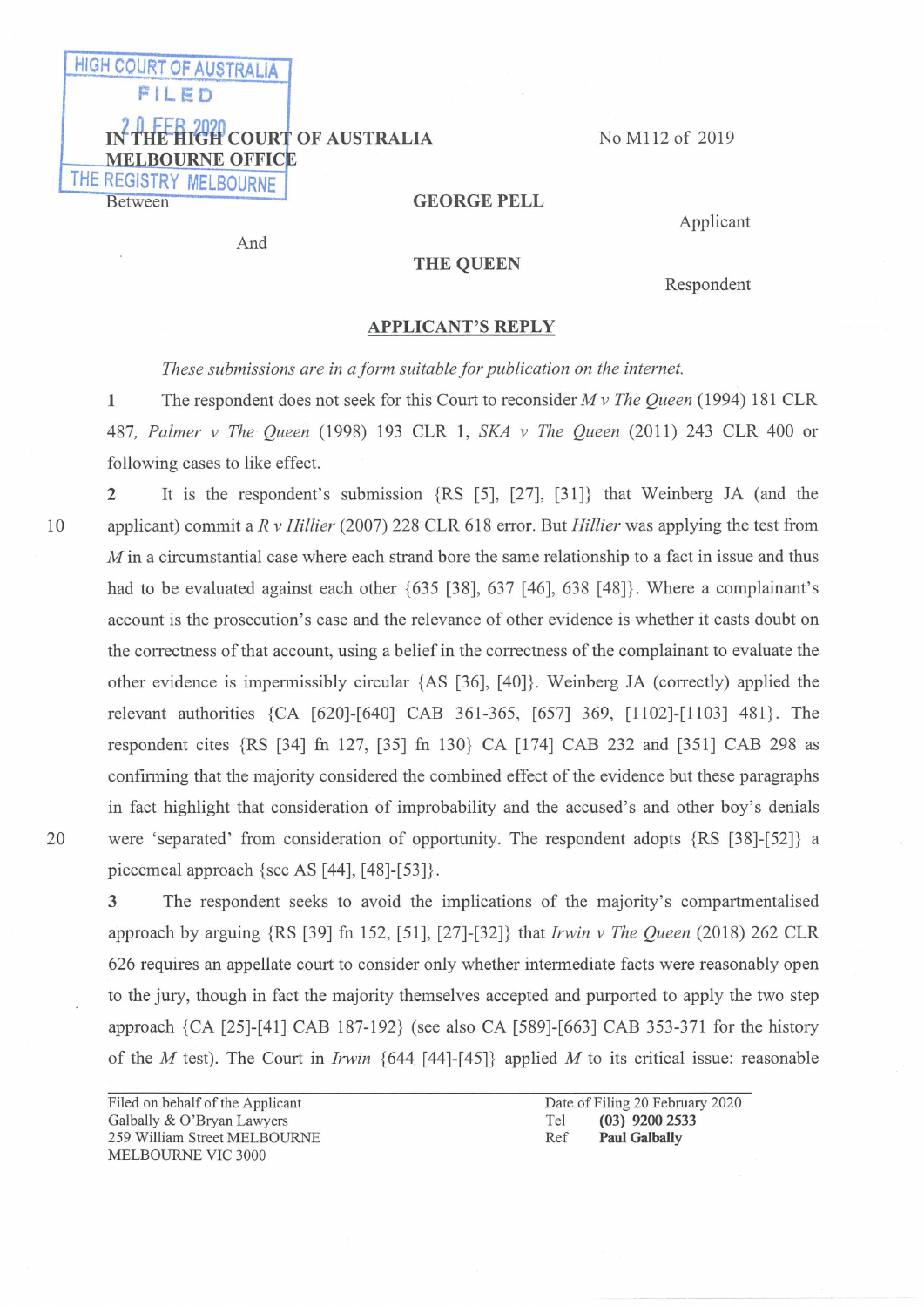HIGH COURT OF AUSTRALIA
FILED
20 FEB 2020
THE REGISTRY MELBOURNE

IN THE HIGH COURT OF AUSTRALIA
MELBOURNE OFFICE

No M112 of 2019

Between

**GEORGE PELL**

Applicant

And

**THE QUEEN**

Respondent

## APPLICANT'S REPLY

*These submissions are in a form suitable for publication on the internet.*

**1** The respondent does not seek for this Court to reconsider *M v The Queen* (1994) 181 CLR 487, *Palmer v The Queen* (1998) 193 CLR 1, *SKA v The Queen* (2011) 243 CLR 400 or following cases to like effect.

**2** It is the respondent's submission {RS [5], [27], [31]} that Weinberg JA (and the applicant) commit a *R v Hillier* (2007) 228 CLR 618 error. But *Hillier* was applying the test from *M* in a circumstantial case where each strand bore the same relationship to a fact in issue and thus had to be evaluated against each other {635 [38], 637 [46], 638 [48]}. Where a complainant's account is the prosecution's case and the relevance of other evidence is whether it casts doubt on the correctness of that account, using a belief in the correctness of the complainant to evaluate the other evidence is impermissibly circular {AS [36], [40]}. Weinberg JA (correctly) applied the relevant authorities {CA [620]-[640] CAB 361-365, [657] 369, [1102]-[1103] 481}. The respondent cites {RS [34] fn 127, [35] fn 130} CA [174] CAB 232 and [351] CAB 298 as confirming that the majority considered the combined effect of the evidence but these paragraphs in fact highlight that consideration of improbability and the accused's and other boy's denials were 'separated' from consideration of opportunity. The respondent adopts {RS [38]-[52]} a piecemeal approach {see AS [44], [48]-[53]}.

**3** The respondent seeks to avoid the implications of the majority's compartmentalised approach by arguing {RS [39] fn 152, [51], [27]-[32]} that *Irwin v The Queen* (2018) 262 CLR 626 requires an appellate court to consider only whether intermediate facts were reasonably open to the jury, though in fact the majority themselves accepted and purported to apply the two step approach {CA [25]-[41] CAB 187-192} (see also CA [589]-[663] CAB 353-371 for the history of the *M* test). The Court in *Irwin* {644 [44]-[45]} applied *M* to its critical issue: reasonable

Filed on behalf of the Applicant
Galbally & O'Bryan Lawyers
259 William Street MELBOURNE
MELBOURNE VIC 3000

Date of Filing 20 February 2020
Tel **(03) 9200 2533**
Ref **Paul Galbally**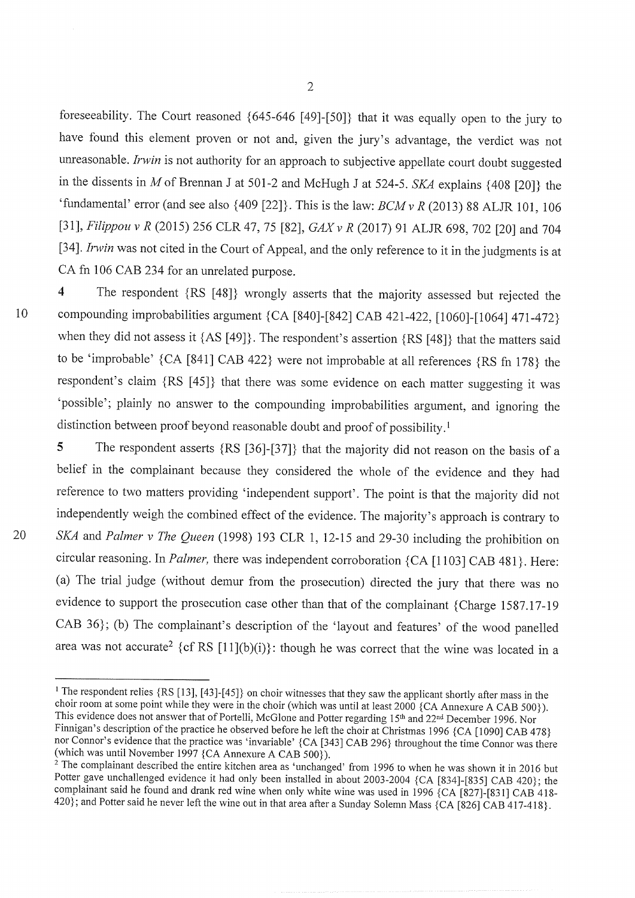foreseeability. The Court reasoned {645-646 [49]-[50]} that it was equally open to the jury to have found this element proven or not and, given the jury's advantage, the verdict was not unreasonable. *Irwin* is not authority for an approach to subjective appellate court doubt suggested in the dissents in *M* of Brennan J at 501-2 and McHugh J at 524-5. *SKA* explains {408 [20]} the 'fundamental' error (and see also {409 [22]}. This is the law: *BCM v R* (2013) 88 ALJR 101, 106 [31], *Filippou v R* (2015) 256 CLR 47, 75 [82], *GAX v R* (2017) 91 ALJR 698, 702 [20] and 704 [34]. *Irwin* was not cited in the Court of Appeal, and the only reference to it in the judgments is at CA fn 106 CAB 234 for an unrelated purpose.

**4** The respondent {RS [48]} wrongly asserts that the majority assessed but rejected the compounding improbabilities argument {CA [840]-[842] CAB 421-422, [1060]-[1064] 471-472} when they did not assess it {AS [49]}. The respondent's assertion {RS [48]} that the matters said to be 'improbable' {CA [841] CAB 422} were not improbable at all references {RS fn 178} the respondent's claim {RS [45]} that there was some evidence on each matter suggesting it was 'possible'; plainly no answer to the compounding improbabilities argument, and ignoring the distinction between proof beyond reasonable doubt and proof of possibility.[1]

**5** The respondent asserts {RS [36]-[37]} that the majority did not reason on the basis of a belief in the complainant because they considered the whole of the evidence and they had reference to two matters providing 'independent support'. The point is that the majority did not independently weigh the combined effect of the evidence. The majority's approach is contrary to *SKA* and *Palmer v The Queen* (1998) 193 CLR 1, 12-15 and 29-30 including the prohibition on circular reasoning. In *Palmer*, there was independent corroboration {CA [1103] CAB 481}. Here: (a) The trial judge (without demur from the prosecution) directed the jury that there was no evidence to support the prosecution case other than that of the complainant {Charge 1587.17-19 CAB 36}; (b) The complainant's description of the 'layout and features' of the wood panelled area was not accurate[2] {cf RS [11](b)(i)}: though he was correct that the wine was located in a

---

[1] The respondent relies {RS [13], [43]-[45]} on choir witnesses that they saw the applicant shortly after mass in the choir room at some point while they were in the choir (which was until at least 2000 {CA Annexure A CAB 500}). This evidence does not answer that of Portelli, McGlone and Potter regarding 15th and 22nd December 1996. Nor Finnigan's description of the practice he observed before he left the choir at Christmas 1996 {CA [1090] CAB 478} nor Connor's evidence that the practice was 'invariable' {CA [343] CAB 296} throughout the time Connor was there (which was until November 1997 {CA Annexure A CAB 500}).

[2] The complainant described the entire kitchen area as 'unchanged' from 1996 to when he was shown it in 2016 but Potter gave unchallenged evidence it had only been installed in about 2003-2004 {CA [834]-[835] CAB 420}; the complainant said he found and drank red wine when only white wine was used in 1996 {CA [827]-[831] CAB 418-420}; and Potter said he never left the wine out in that area after a Sunday Solemn Mass {CA [826] CAB 417-418}.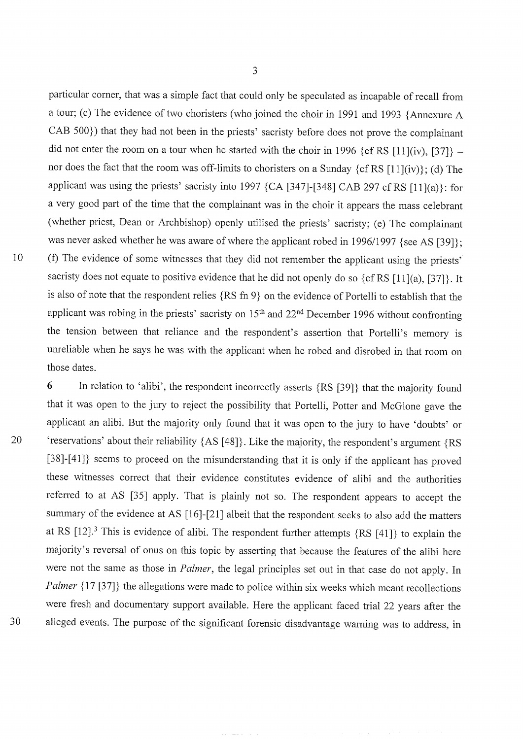particular corner, that was a simple fact that could only be speculated as incapable of recall from a tour; (c) The evidence of two choristers (who joined the choir in 1991 and 1993 {Annexure A CAB 500}) that they had not been in the priests' sacristy before does not prove the complainant did not enter the room on a tour when he started with the choir in 1996 {cf RS [11](iv), [37]} – nor does the fact that the room was off-limits to choristers on a Sunday {cf RS [11](iv)}; (d) The applicant was using the priests' sacristy into 1997 {CA [347]-[348] CAB 297 cf RS [11](a)}: for a very good part of the time that the complainant was in the choir it appears the mass celebrant (whether priest, Dean or Archbishop) openly utilised the priests' sacristy; (e) The complainant was never asked whether he was aware of where the applicant robed in 1996/1997 {see AS [39]}; (f) The evidence of some witnesses that they did not remember the applicant using the priests' sacristy does not equate to positive evidence that he did not openly do so {cf RS [11](a), [37]}. It is also of note that the respondent relies {RS fn 9} on the evidence of Portelli to establish that the applicant was robing in the priests' sacristy on 15th and 22nd December 1996 without confronting the tension between that reliance and the respondent's assertion that Portelli's memory is unreliable when he says he was with the applicant when he robed and disrobed in that room on those dates.

**6** In relation to 'alibi', the respondent incorrectly asserts {RS [39]} that the majority found that it was open to the jury to reject the possibility that Portelli, Potter and McGlone gave the applicant an alibi. But the majority only found that it was open to the jury to have 'doubts' or 'reservations' about their reliability {AS [48]}. Like the majority, the respondent's argument {RS [38]-[41]} seems to proceed on the misunderstanding that it is only if the applicant has proved these witnesses correct that their evidence constitutes evidence of alibi and the authorities referred to at AS [35] apply. That is plainly not so. The respondent appears to accept the summary of the evidence at AS [16]-[21] albeit that the respondent seeks to also add the matters at RS [12].[3] This is evidence of alibi. The respondent further attempts {RS [41]} to explain the majority's reversal of onus on this topic by asserting that because the features of the alibi here were not the same as those in *Palmer*, the legal principles set out in that case do not apply. In *Palmer* {17 [37]} the allegations were made to police within six weeks which meant recollections were fresh and documentary support available. Here the applicant faced trial 22 years after the alleged events. The purpose of the significant forensic disadvantage warning was to address, in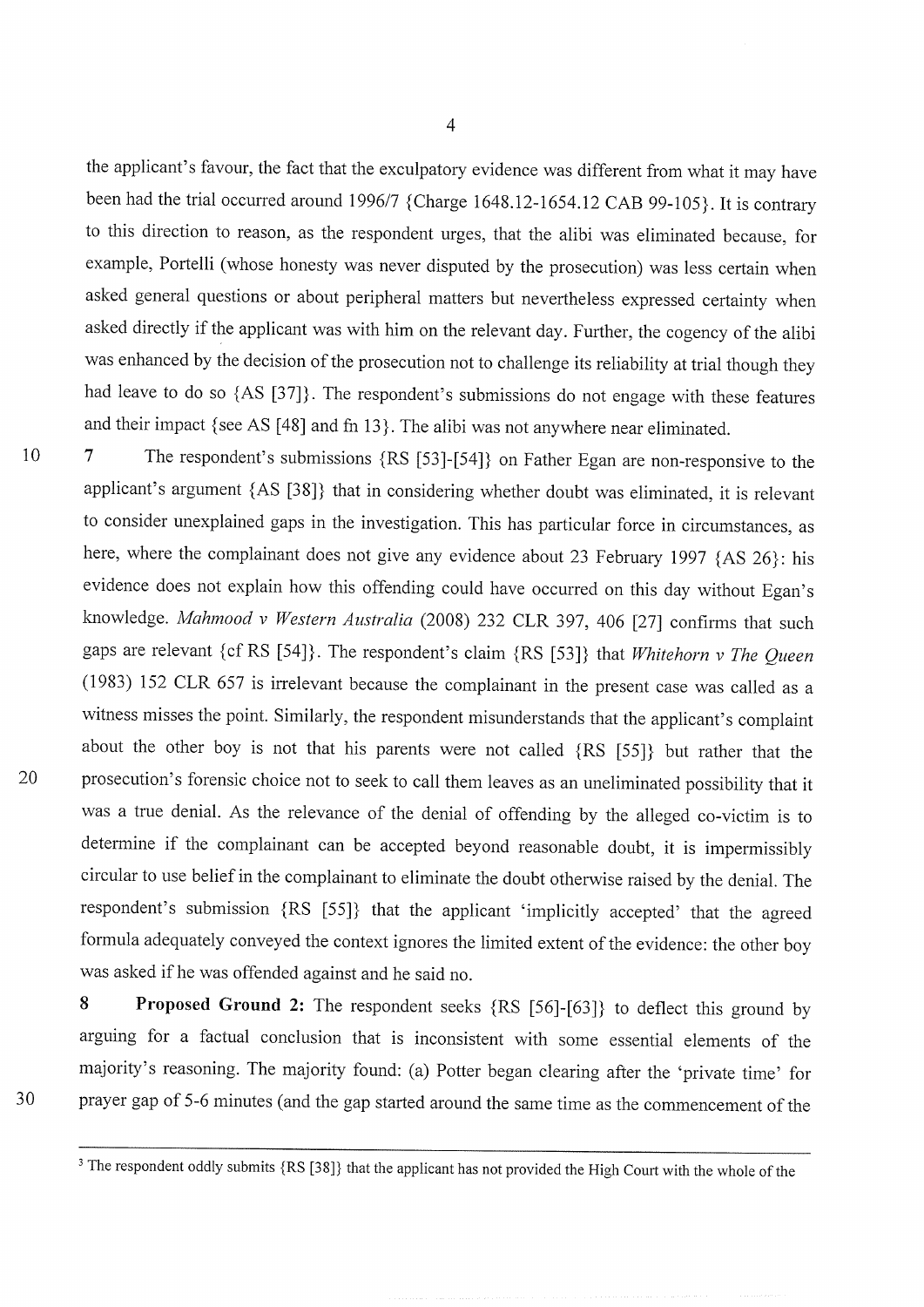the applicant's favour, the fact that the exculpatory evidence was different from what it may have been had the trial occurred around 1996/7 {Charge 1648.12-1654.12 CAB 99-105}. It is contrary to this direction to reason, as the respondent urges, that the alibi was eliminated because, for example, Portelli (whose honesty was never disputed by the prosecution) was less certain when asked general questions or about peripheral matters but nevertheless expressed certainty when asked directly if the applicant was with him on the relevant day. Further, the cogency of the alibi was enhanced by the decision of the prosecution not to challenge its reliability at trial though they had leave to do so {AS [37]}. The respondent's submissions do not engage with these features and their impact {see AS [48] and fn 13}. The alibi was not anywhere near eliminated.

**7** The respondent's submissions {RS [53]-[54]} on Father Egan are non-responsive to the applicant's argument {AS [38]} that in considering whether doubt was eliminated, it is relevant to consider unexplained gaps in the investigation. This has particular force in circumstances, as here, where the complainant does not give any evidence about 23 February 1997 {AS 26}: his evidence does not explain how this offending could have occurred on this day without Egan's knowledge. *Mahmood v Western Australia* (2008) 232 CLR 397, 406 [27] confirms that such gaps are relevant {cf RS [54]}. The respondent's claim {RS [53]} that *Whitehorn v The Queen* (1983) 152 CLR 657 is irrelevant because the complainant in the present case was called as a witness misses the point. Similarly, the respondent misunderstands that the applicant's complaint about the other boy is not that his parents were not called {RS [55]} but rather that the prosecution's forensic choice not to seek to call them leaves as an uneliminated possibility that it was a true denial. As the relevance of the denial of offending by the alleged co-victim is to determine if the complainant can be accepted beyond reasonable doubt, it is impermissibly circular to use belief in the complainant to eliminate the doubt otherwise raised by the denial. The respondent's submission {RS [55]} that the applicant 'implicitly accepted' that the agreed formula adequately conveyed the context ignores the limited extent of the evidence: the other boy was asked if he was offended against and he said no.

**8** **Proposed Ground 2:** The respondent seeks {RS [56]-[63]} to deflect this ground by arguing for a factual conclusion that is inconsistent with some essential elements of the majority's reasoning. The majority found: (a) Potter began clearing after the 'private time' for prayer gap of 5-6 minutes (and the gap started around the same time as the commencement of the

---

[3] The respondent oddly submits {RS [38]} that the applicant has not provided the High Court with the whole of the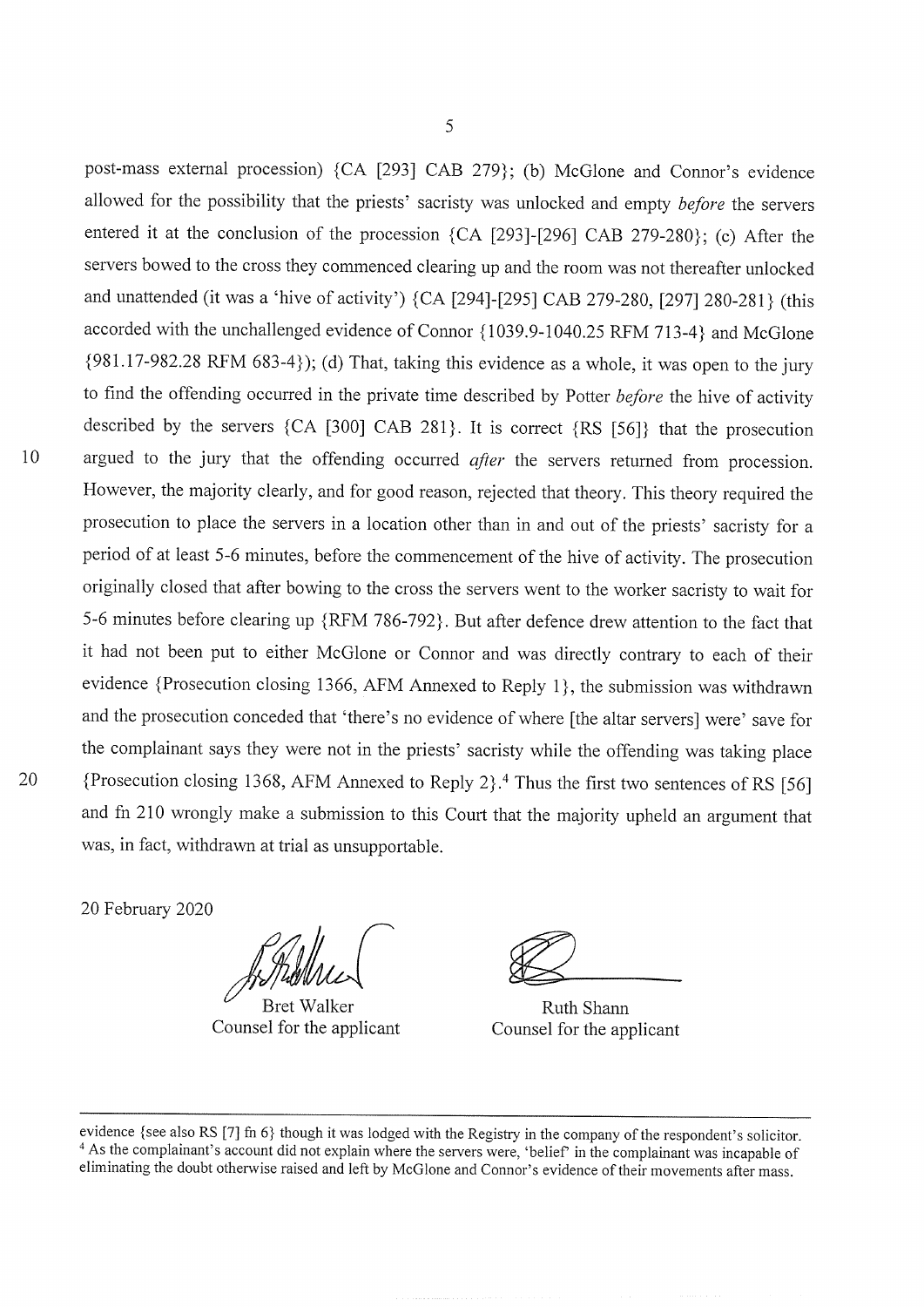post-mass external procession) {CA [293] CAB 279}; (b) McGlone and Connor's evidence allowed for the possibility that the priests' sacristy was unlocked and empty *before* the servers entered it at the conclusion of the procession {CA [293]-[296] CAB 279-280}; (c) After the servers bowed to the cross they commenced clearing up and the room was not thereafter unlocked and unattended (it was a 'hive of activity') {CA [294]-[295] CAB 279-280, [297] 280-281} (this accorded with the unchallenged evidence of Connor {1039.9-1040.25 RFM 713-4} and McGlone {981.17-982.28 RFM 683-4}); (d) That, taking this evidence as a whole, it was open to the jury to find the offending occurred in the private time described by Potter *before* the hive of activity described by the servers {CA [300] CAB 281}. It is correct {RS [56]} that the prosecution argued to the jury that the offending occurred *after* the servers returned from procession. However, the majority clearly, and for good reason, rejected that theory. This theory required the prosecution to place the servers in a location other than in and out of the priests' sacristy for a period of at least 5-6 minutes, before the commencement of the hive of activity. The prosecution originally closed that after bowing to the cross the servers went to the worker sacristy to wait for 5-6 minutes before clearing up {RFM 786-792}. But after defence drew attention to the fact that it had not been put to either McGlone or Connor and was directly contrary to each of their evidence {Prosecution closing 1366, AFM Annexed to Reply 1}, the submission was withdrawn and the prosecution conceded that 'there's no evidence of where [the altar servers] were' save for the complainant says they were not in the priests' sacristy while the offending was taking place {Prosecution closing 1368, AFM Annexed to Reply 2}.[4] Thus the first two sentences of RS [56] and fn 210 wrongly make a submission to this Court that the majority upheld an argument that was, in fact, withdrawn at trial as unsupportable.

20 February 2020

| Bret Walker | Ruth Shann |
|---|---|
| Counsel for the applicant | Counsel for the applicant |

---

evidence {see also RS [7] fn 6} though it was lodged with the Registry in the company of the respondent's solicitor.

[4] As the complainant's account did not explain where the servers were, 'belief' in the complainant was incapable of eliminating the doubt otherwise raised and left by McGlone and Connor's evidence of their movements after mass.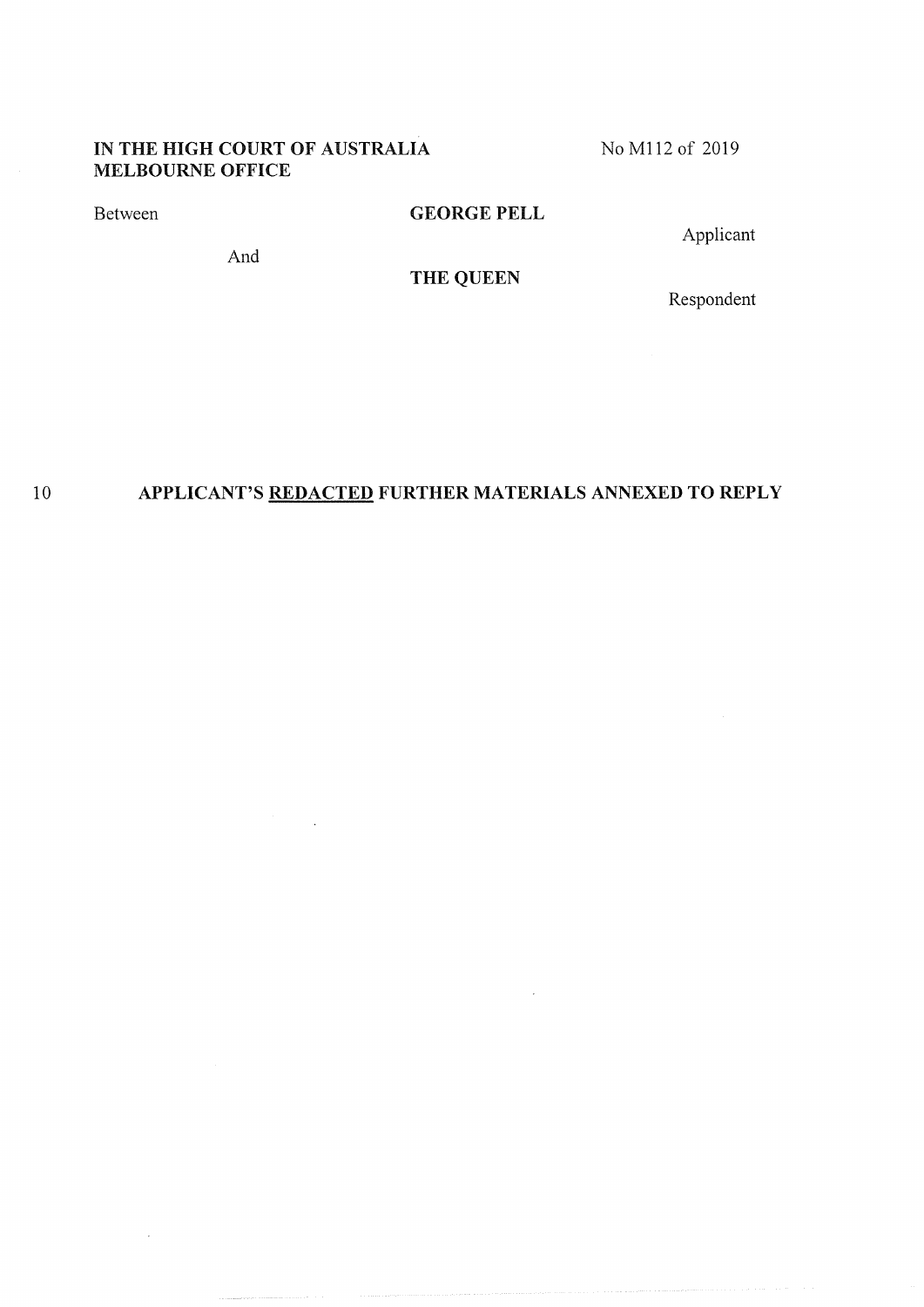**IN THE HIGH COURT OF AUSTRALIA**
**MELBOURNE OFFICE**

No M112 of 2019

Between **GEORGE PELL**

Applicant

And

**THE QUEEN**

Respondent

## APPLICANT'S <u>REDACTED</u> FURTHER MATERIALS ANNEXED TO REPLY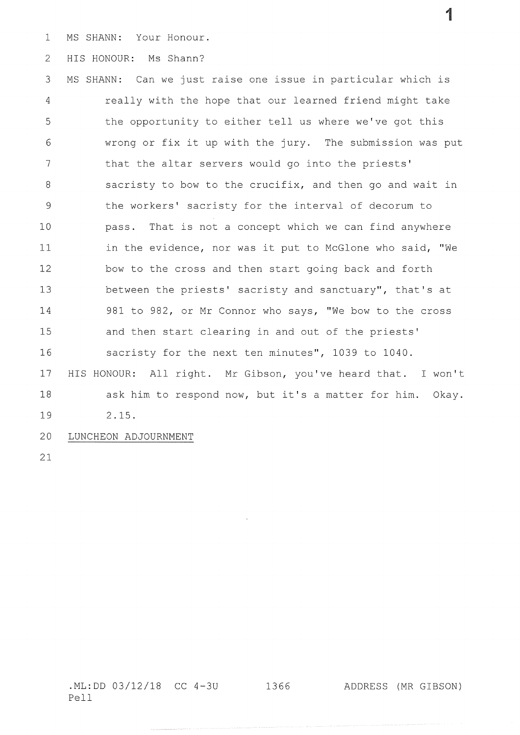MS SHANN: Your Honour.

HIS HONOUR: Ms Shann?

MS SHANN: Can we just raise one issue in particular which is really with the hope that our learned friend might take the opportunity to either tell us where we've got this wrong or fix it up with the jury. The submission was put that the altar servers would go into the priests' sacristy to bow to the crucifix, and then go and wait in the workers' sacristy for the interval of decorum to pass. That is not a concept which we can find anywhere in the evidence, nor was it put to McGlone who said, "We bow to the cross and then start going back and forth between the priests' sacristy and sanctuary", that's at 981 to 982, or Mr Connor who says, "We bow to the cross and then start clearing in and out of the priests' sacristy for the next ten minutes", 1039 to 1040.

HIS HONOUR: All right. Mr Gibson, you've heard that. I won't ask him to respond now, but it's a matter for him. Okay. 2.15.

LUNCHEON ADJOURNMENT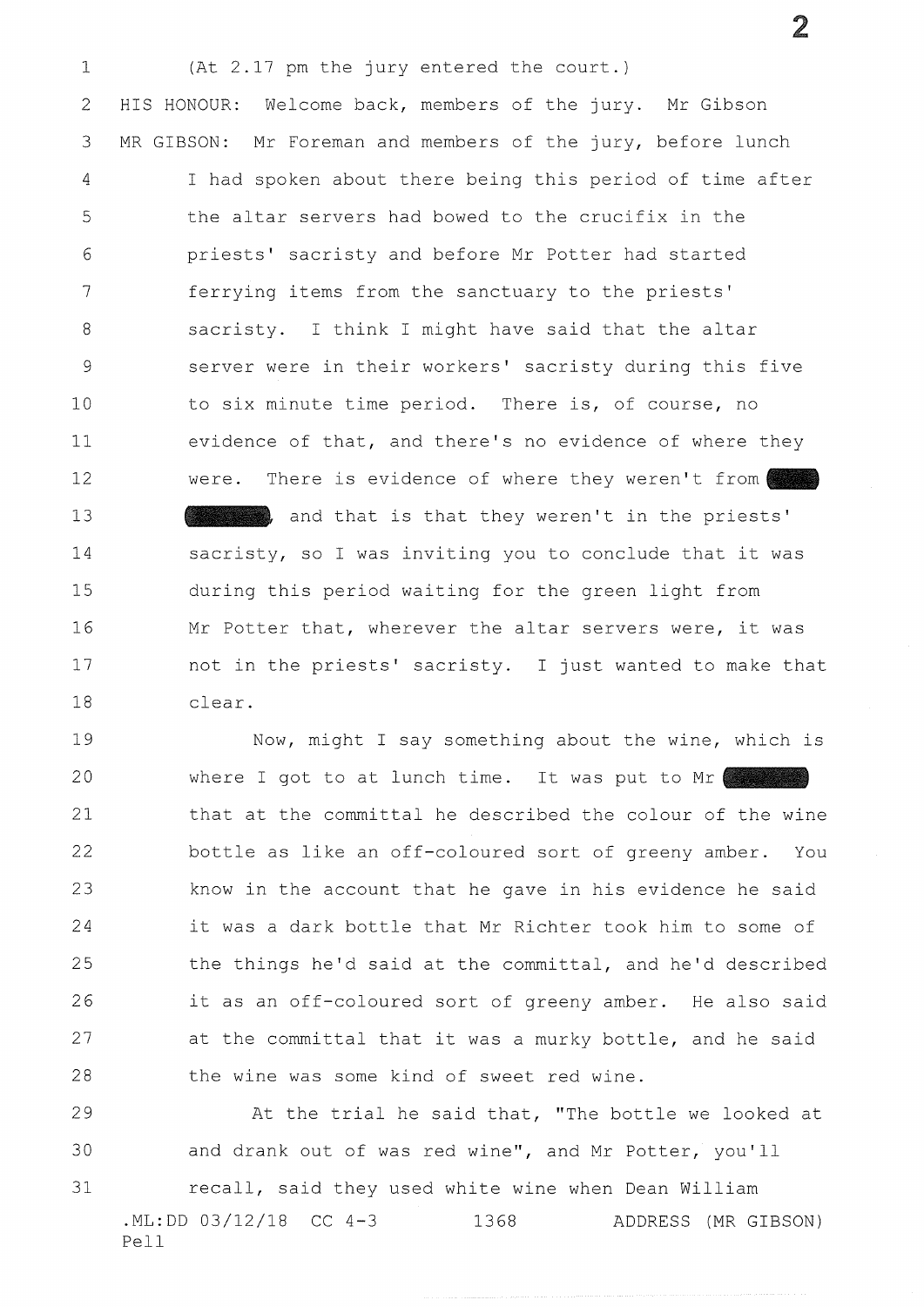(At 2.17 pm the jury entered the court.)

HIS HONOUR: Welcome back, members of the jury. Mr Gibson

MR GIBSON: Mr Foreman and members of the jury, before lunch I had spoken about there being this period of time after the altar servers had bowed to the crucifix in the priests' sacristy and before Mr Potter had started ferrying items from the sanctuary to the priests' sacristy. I think I might have said that the altar server were in their workers' sacristy during this five to six minute time period. There is, of course, no evidence of that, and there's no evidence of where they were. There is evidence of where they weren't from [redacted] [redacted], and that is that they weren't in the priests' sacristy, so I was inviting you to conclude that it was during this period waiting for the green light from Mr Potter that, wherever the altar servers were, it was not in the priests' sacristy. I just wanted to make that clear.

Now, might I say something about the wine, which is where I got to at lunch time. It was put to Mr [redacted] that at the committal he described the colour of the wine bottle as like an off-coloured sort of greeny amber. You know in the account that he gave in his evidence he said it was a dark bottle that Mr Richter took him to some of the things he'd said at the committal, and he'd described it as an off-coloured sort of greeny amber. He also said at the committal that it was a murky bottle, and he said the wine was some kind of sweet red wine.

At the trial he said that, "The bottle we looked at and drank out of was red wine", and Mr Potter, you'll recall, said they used white wine when Dean William